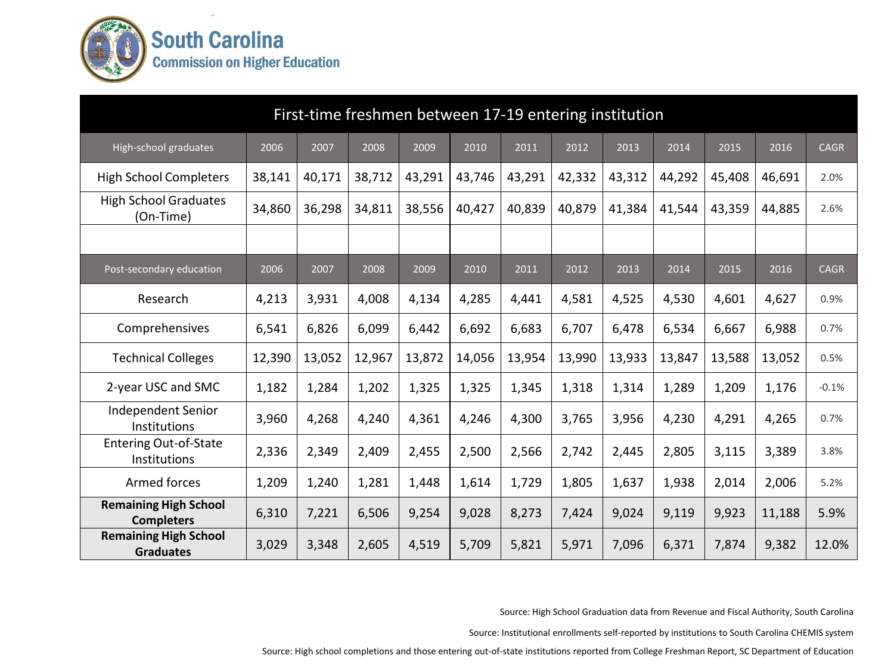# South Carolina
## Commission on Higher Education

| First-time freshmen between 17-19 entering institution | | | | | | | | | | | | |
|---|---|---|---|---|---|---|---|---|---|---|---|---|
| High-school graduates | 2006 | 2007 | 2008 | 2009 | 2010 | 2011 | 2012 | 2013 | 2014 | 2015 | 2016 | CAGR |
| High School Completers | 38,141 | 40,171 | 38,712 | 43,291 | 43,746 | 43,291 | 42,332 | 43,312 | 44,292 | 45,408 | 46,691 | 2.0% |
| High School Graduates (On-Time) | 34,860 | 36,298 | 34,811 | 38,556 | 40,427 | 40,839 | 40,879 | 41,384 | 41,544 | 43,359 | 44,885 | 2.6% |
| | | | | | | | | | | | | |
| Post-secondary education | 2006 | 2007 | 2008 | 2009 | 2010 | 2011 | 2012 | 2013 | 2014 | 2015 | 2016 | CAGR |
| Research | 4,213 | 3,931 | 4,008 | 4,134 | 4,285 | 4,441 | 4,581 | 4,525 | 4,530 | 4,601 | 4,627 | 0.9% |
| Comprehensives | 6,541 | 6,826 | 6,099 | 6,442 | 6,692 | 6,683 | 6,707 | 6,478 | 6,534 | 6,667 | 6,988 | 0.7% |
| Technical Colleges | 12,390 | 13,052 | 12,967 | 13,872 | 14,056 | 13,954 | 13,990 | 13,933 | 13,847 | 13,588 | 13,052 | 0.5% |
| 2-year USC and SMC | 1,182 | 1,284 | 1,202 | 1,325 | 1,325 | 1,345 | 1,318 | 1,314 | 1,289 | 1,209 | 1,176 | -0.1% |
| Independent Senior Institutions | 3,960 | 4,268 | 4,240 | 4,361 | 4,246 | 4,300 | 3,765 | 3,956 | 4,230 | 4,291 | 4,265 | 0.7% |
| Entering Out-of-State Institutions | 2,336 | 2,349 | 2,409 | 2,455 | 2,500 | 2,566 | 2,742 | 2,445 | 2,805 | 3,115 | 3,389 | 3.8% |
| Armed forces | 1,209 | 1,240 | 1,281 | 1,448 | 1,614 | 1,729 | 1,805 | 1,637 | 1,938 | 2,014 | 2,006 | 5.2% |
| **Remaining High School Completers** | 6,310 | 7,221 | 6,506 | 9,254 | 9,028 | 8,273 | 7,424 | 9,024 | 9,119 | 9,923 | 11,188 | 5.9% |
| **Remaining High School Graduates** | 3,029 | 3,348 | 2,605 | 4,519 | 5,709 | 5,821 | 5,971 | 7,096 | 6,371 | 7,874 | 9,382 | 12.0% |

Source: High School Graduation data from Revenue and Fiscal Authority, South Carolina

Source: Institutional enrollments self-reported by institutions to South Carolina CHEMIS system

Source: High school completions and those entering out-of-state institutions reported from College Freshman Report, SC Department of Education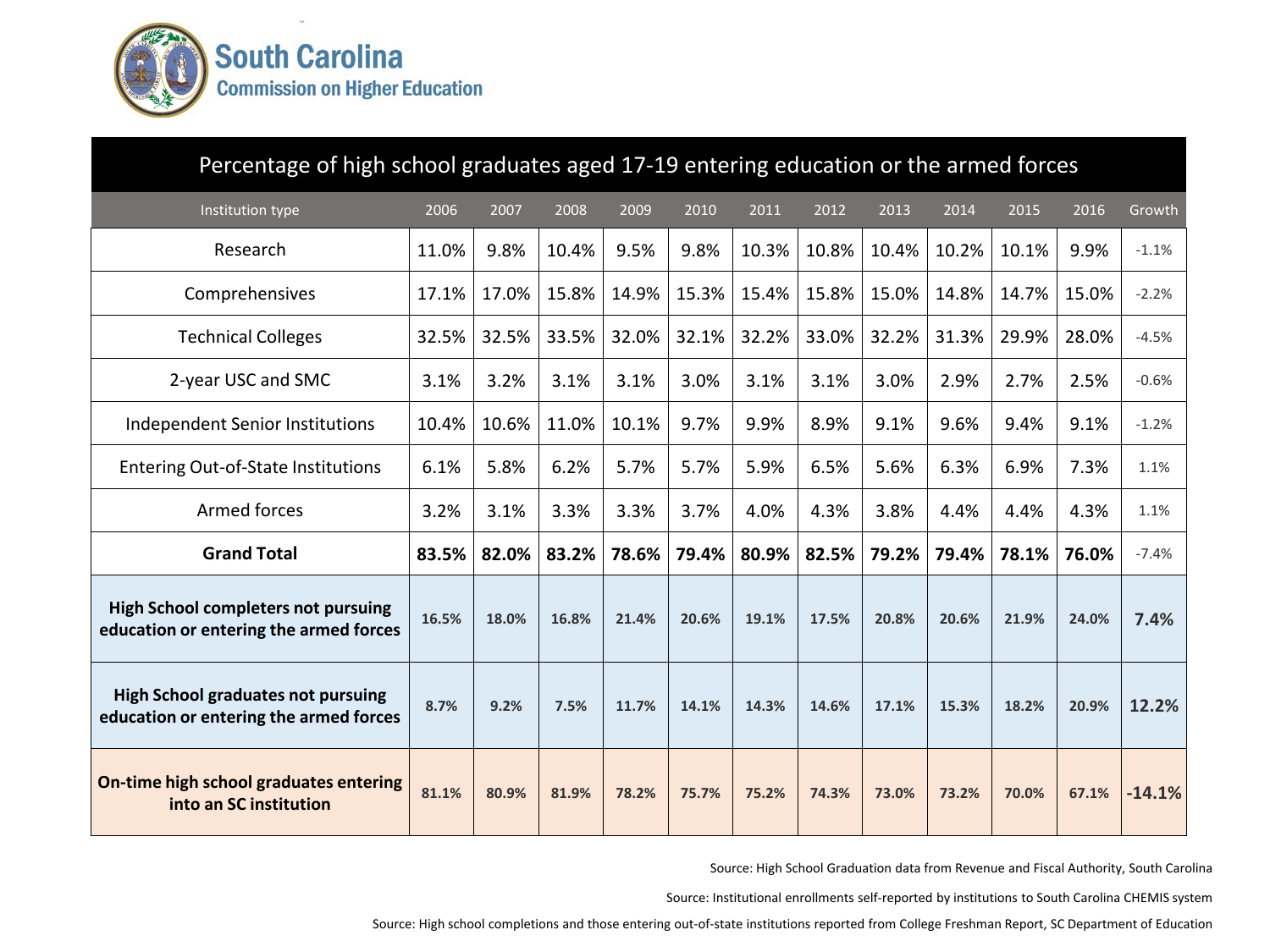**South Carolina**
**Commission on Higher Education**

| Percentage of high school graduates aged 17-19 entering education or the armed forces | | | | | | | | | | | | |
|---|---|---|---|---|---|---|---|---|---|---|---|---|
| Institution type | 2006 | 2007 | 2008 | 2009 | 2010 | 2011 | 2012 | 2013 | 2014 | 2015 | 2016 | Growth |
| Research | 11.0% | 9.8% | 10.4% | 9.5% | 9.8% | 10.3% | 10.8% | 10.4% | 10.2% | 10.1% | 9.9% | -1.1% |
| Comprehensives | 17.1% | 17.0% | 15.8% | 14.9% | 15.3% | 15.4% | 15.8% | 15.0% | 14.8% | 14.7% | 15.0% | -2.2% |
| Technical Colleges | 32.5% | 32.5% | 33.5% | 32.0% | 32.1% | 32.2% | 33.0% | 32.2% | 31.3% | 29.9% | 28.0% | -4.5% |
| 2-year USC and SMC | 3.1% | 3.2% | 3.1% | 3.1% | 3.0% | 3.1% | 3.1% | 3.0% | 2.9% | 2.7% | 2.5% | -0.6% |
| Independent Senior Institutions | 10.4% | 10.6% | 11.0% | 10.1% | 9.7% | 9.9% | 8.9% | 9.1% | 9.6% | 9.4% | 9.1% | -1.2% |
| Entering Out-of-State Institutions | 6.1% | 5.8% | 6.2% | 5.7% | 5.7% | 5.9% | 6.5% | 5.6% | 6.3% | 6.9% | 7.3% | 1.1% |
| Armed forces | 3.2% | 3.1% | 3.3% | 3.3% | 3.7% | 4.0% | 4.3% | 3.8% | 4.4% | 4.4% | 4.3% | 1.1% |
| **Grand Total** | **83.5%** | **82.0%** | **83.2%** | **78.6%** | **79.4%** | **80.9%** | **82.5%** | **79.2%** | **79.4%** | **78.1%** | **76.0%** | -7.4% |
| **High School completers not pursuing education or entering the armed forces** | **16.5%** | **18.0%** | **16.8%** | **21.4%** | **20.6%** | **19.1%** | **17.5%** | **20.8%** | **20.6%** | **21.9%** | **24.0%** | **7.4%** |
| **High School graduates not pursuing education or entering the armed forces** | **8.7%** | **9.2%** | **7.5%** | **11.7%** | **14.1%** | **14.3%** | **14.6%** | **17.1%** | **15.3%** | **18.2%** | **20.9%** | **12.2%** |
| **On-time high school graduates entering into an SC institution** | **81.1%** | **80.9%** | **81.9%** | **78.2%** | **75.7%** | **75.2%** | **74.3%** | **73.0%** | **73.2%** | **70.0%** | **67.1%** | **-14.1%** |

Source: High School Graduation data from Revenue and Fiscal Authority, South Carolina

Source: Institutional enrollments self-reported by institutions to South Carolina CHEMIS system

Source: High school completions and those entering out-of-state institutions reported from College Freshman Report, SC Department of Education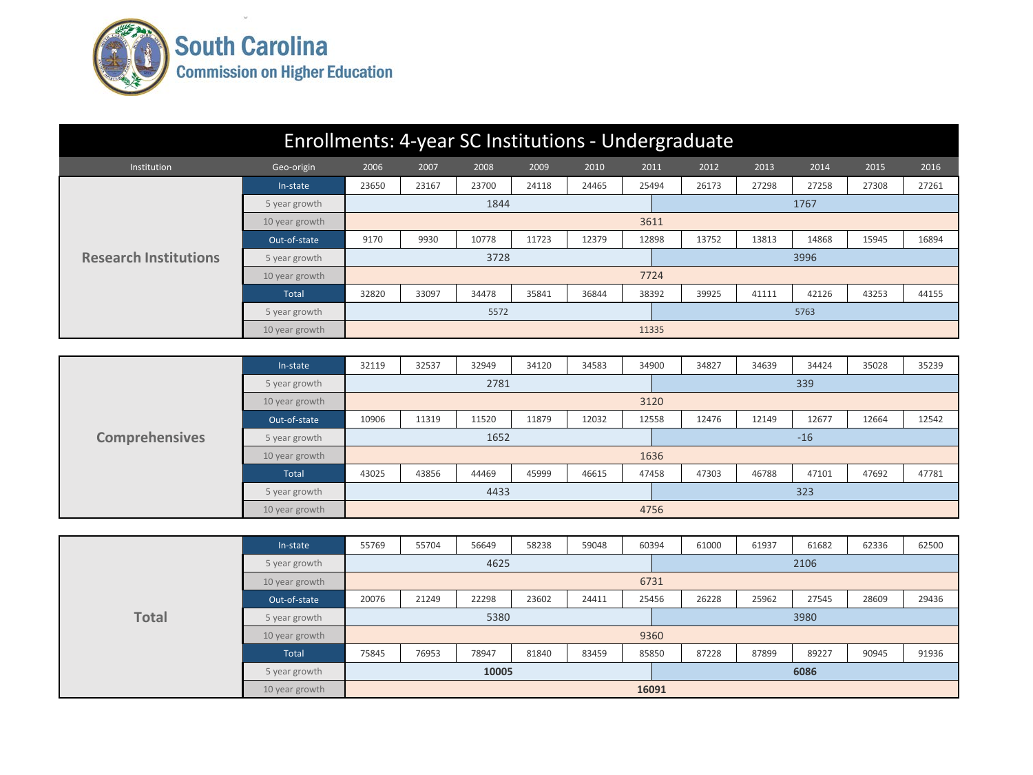**South Carolina**
**Commission on Higher Education**

# Enrollments: 4-year SC Institutions - Undergraduate

| Institution | Geo-origin | 2006 | 2007 | 2008 | 2009 | 2010 | 2011 | 2012 | 2013 | 2014 | 2015 | 2016 |
|---|---|---|---|---|---|---|---|---|---|---|---|---|
| **Research Institutions** | In-state | 23650 | 23167 | 23700 | 24118 | 24465 | 25494 | 26173 | 27298 | 27258 | 27308 | 27261 |
| | 5 year growth | 1844 | | | | | | 1767 | | | | |
| | 10 year growth | 3611 | | | | | | | | | | |
| | Out-of-state | 9170 | 9930 | 10778 | 11723 | 12379 | 12898 | 13752 | 13813 | 14868 | 15945 | 16894 |
| | 5 year growth | 3728 | | | | | | 3996 | | | | |
| | 10 year growth | 7724 | | | | | | | | | | |
| | Total | 32820 | 33097 | 34478 | 35841 | 36844 | 38392 | 39925 | 41111 | 42126 | 43253 | 44155 |
| | 5 year growth | 5572 | | | | | | 5763 | | | | |
| | 10 year growth | 11335 | | | | | | | | | | |
| **Comprehensives** | In-state | 32119 | 32537 | 32949 | 34120 | 34583 | 34900 | 34827 | 34639 | 34424 | 35028 | 35239 |
| | 5 year growth | 2781 | | | | | | 339 | | | | |
| | 10 year growth | 3120 | | | | | | | | | | |
| | Out-of-state | 10906 | 11319 | 11520 | 11879 | 12032 | 12558 | 12476 | 12149 | 12677 | 12664 | 12542 |
| | 5 year growth | 1652 | | | | | | -16 | | | | |
| | 10 year growth | 1636 | | | | | | | | | | |
| | Total | 43025 | 43856 | 44469 | 45999 | 46615 | 47458 | 47303 | 46788 | 47101 | 47692 | 47781 |
| | 5 year growth | 4433 | | | | | | 323 | | | | |
| | 10 year growth | 4756 | | | | | | | | | | |
| **Total** | In-state | 55769 | 55704 | 56649 | 58238 | 59048 | 60394 | 61000 | 61937 | 61682 | 62336 | 62500 |
| | 5 year growth | 4625 | | | | | | 2106 | | | | |
| | 10 year growth | 6731 | | | | | | | | | | |
| | Out-of-state | 20076 | 21249 | 22298 | 23602 | 24411 | 25456 | 26228 | 25962 | 27545 | 28609 | 29436 |
| | 5 year growth | 5380 | | | | | | 3980 | | | | |
| | 10 year growth | 9360 | | | | | | | | | | |
| | Total | 75845 | 76953 | 78947 | 81840 | 83459 | 85850 | 87228 | 87899 | 89227 | 90945 | 91936 |
| | 5 year growth | **10005** | | | | | | **6086** | | | | |
| | 10 year growth | **16091** | | | | | | | | | | |